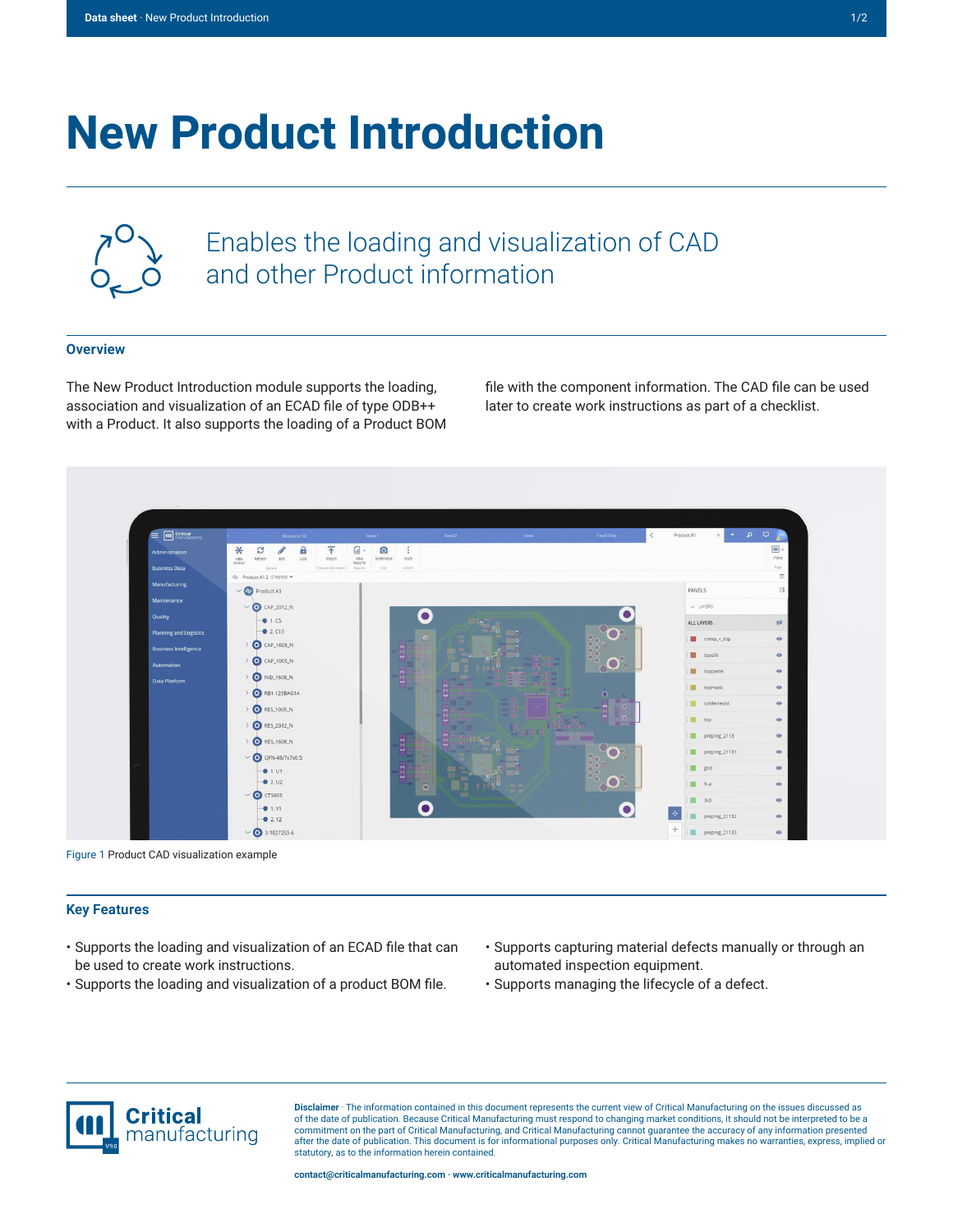# New Product Introduction

## Enables the loading and visualization of CAD and other Product information

### Overview

The New Product Introduction module supports the loading, association and visualization of an ECAD file of type ODB++ with a Product. It also supports the loading of a Product BOM file with the component information. The CAD file can be used later to create work instructions as part of a checklist.

Figure 1 Product CAD visualization example

### Key Features

- Supports the loading and visualization of an ECAD file that can be used to create work instructions.
- Supports the loading and visualization of a product BOM file.
- Supports capturing material defects manually or through an automated inspection equipment.
- Supports managing the lifecycle of a defect.

**Disclaimer** · The information contained in this document represents the current view of Critical Manufacturing on the issues discussed as of the date of publication. Because Critical Manufacturing must respond to changing market conditions, it should not be interpreted to be a commitment on the part of Critical Manufacturing, and Critical Manufacturing cannot guarantee the accuracy of any information presented after the date of publication. This document is for informational purposes only. Critical Manufacturing makes no warranties, express, implied or statutory, as to the information herein contained.

contact@criticalmanufacturing.com · www.criticalmanufacturing.com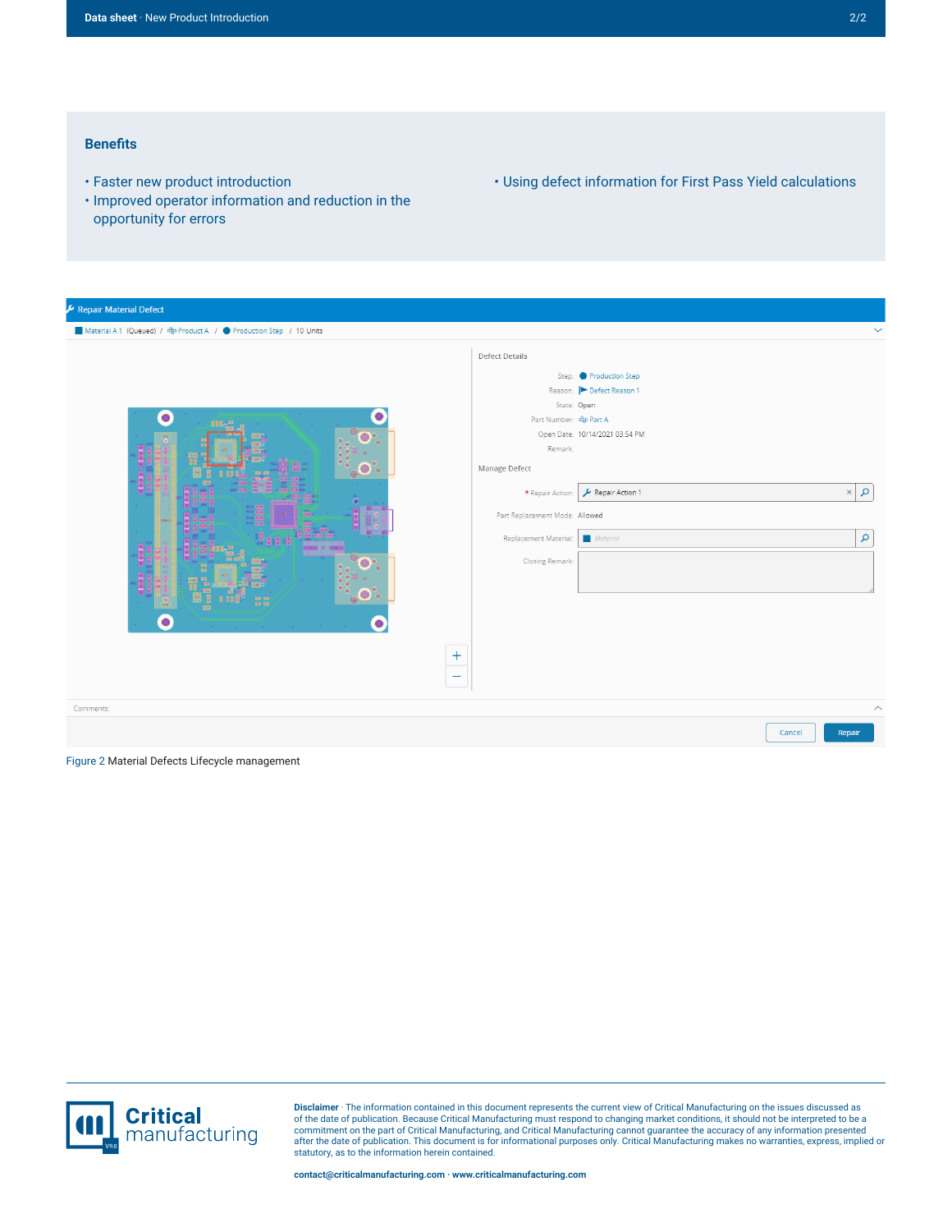## Benefits

- Faster new product introduction
- Improved operator information and reduction in the opportunity for errors
- Using defect information for First Pass Yield calculations

Figure 2 Material Defects Lifecycle management

**Disclaimer** · The information contained in this document represents the current view of Critical Manufacturing on the issues discussed as of the date of publication. Because Critical Manufacturing must respond to changing market conditions, it should not be interpreted to be a commitment on the part of Critical Manufacturing, and Critical Manufacturing cannot guarantee the accuracy of any information presented after the date of publication. This document is for informational purposes only. Critical Manufacturing makes no warranties, express, implied or statutory, as to the information herein contained.

**contact@criticalmanufacturing.com · www.criticalmanufacturing.com**